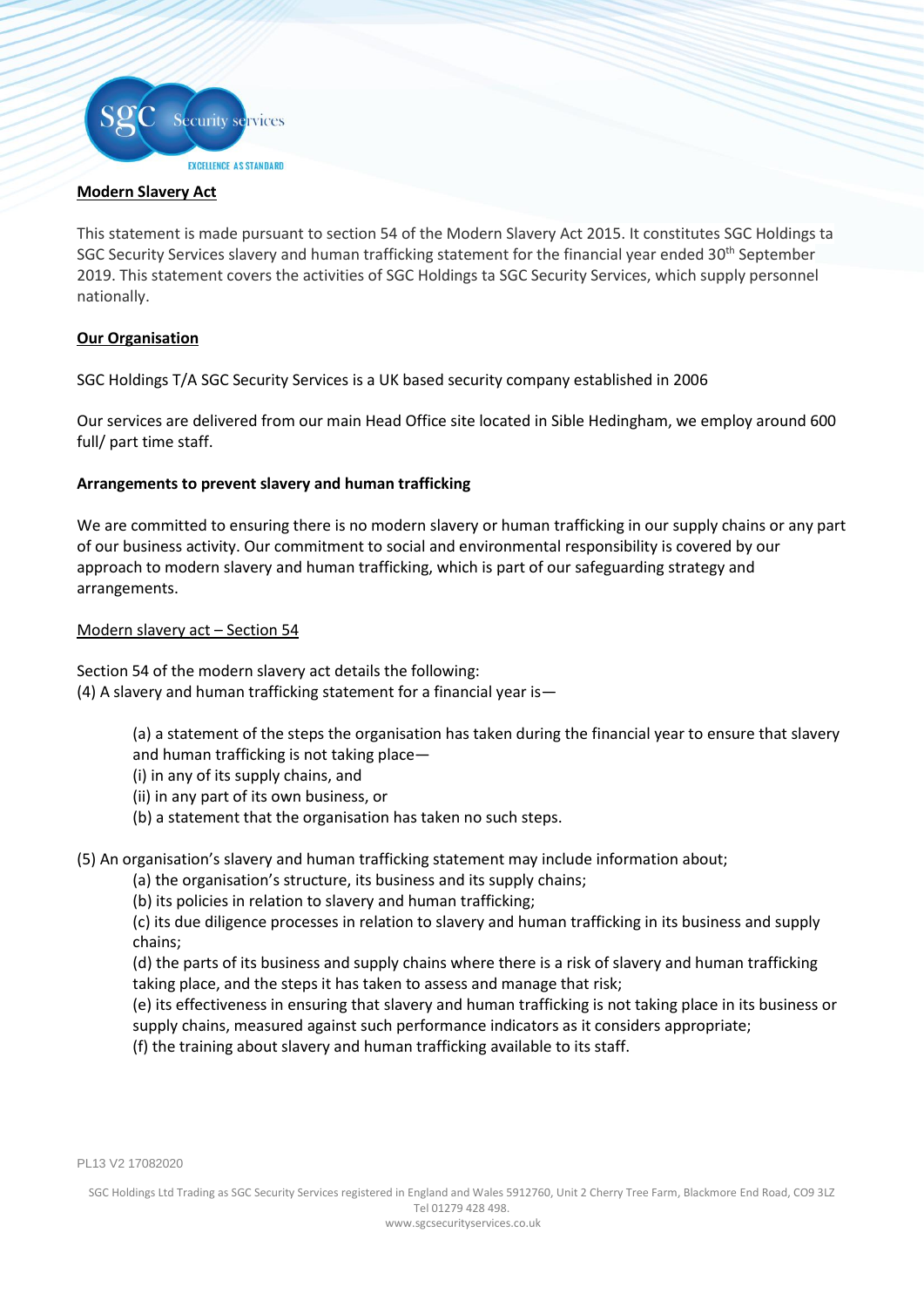## Modern Slavery Act

This statement is made pursuant to section 54 of the Modern Slavery Act 2015. It constitutes SGC Holdings ta SGC Security Services slavery and human trafficking statement for the financial year ended 30th September 2019. This statement covers the activities of SGC Holdings ta SGC Security Services, which supply personnel nationally.

## Our Organisation

SGC Holdings T/A SGC Security Services is a UK based security company established in 2006

Our services are delivered from our main Head Office site located in Sible Hedingham, we employ around 600 full/ part time staff.

**Arrangements to prevent slavery and human trafficking**

We are committed to ensuring there is no modern slavery or human trafficking in our supply chains or any part of our business activity. Our commitment to social and environmental responsibility is covered by our approach to modern slavery and human trafficking, which is part of our safeguarding strategy and arrangements.

Modern slavery act – Section 54

Section 54 of the modern slavery act details the following:
(4) A slavery and human trafficking statement for a financial year is—

> (a) a statement of the steps the organisation has taken during the financial year to ensure that slavery and human trafficking is not taking place—
> (i) in any of its supply chains, and
> (ii) in any part of its own business, or
> (b) a statement that the organisation has taken no such steps.

(5) An organisation's slavery and human trafficking statement may include information about;

> (a) the organisation's structure, its business and its supply chains;
> (b) its policies in relation to slavery and human trafficking;
> (c) its due diligence processes in relation to slavery and human trafficking in its business and supply chains;
> (d) the parts of its business and supply chains where there is a risk of slavery and human trafficking taking place, and the steps it has taken to assess and manage that risk;
> (e) its effectiveness in ensuring that slavery and human trafficking is not taking place in its business or supply chains, measured against such performance indicators as it considers appropriate;
> (f) the training about slavery and human trafficking available to its staff.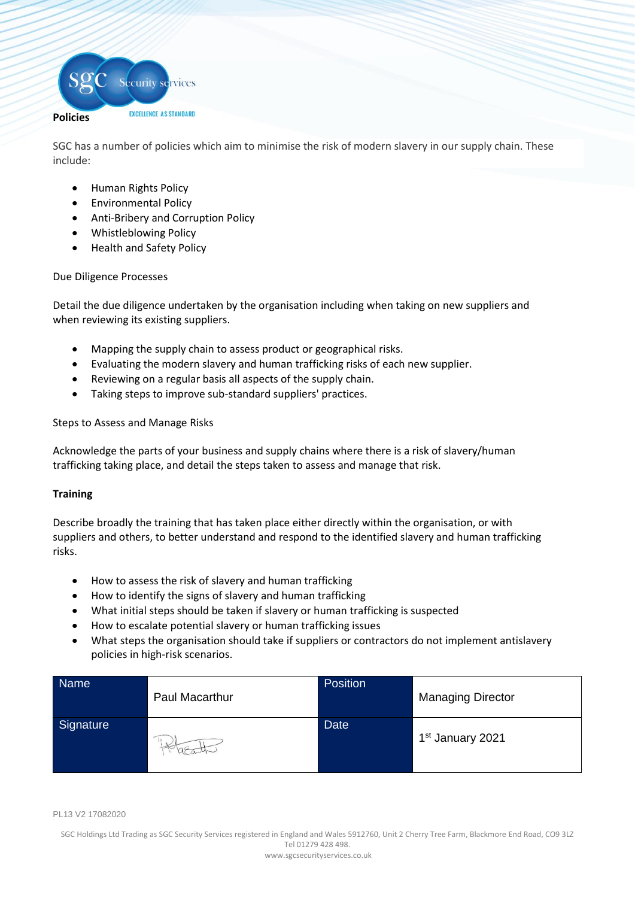**Policies**

SGC has a number of policies which aim to minimise the risk of modern slavery in our supply chain. These include:

- Human Rights Policy
- Environmental Policy
- Anti-Bribery and Corruption Policy
- Whistleblowing Policy
- Health and Safety Policy

Due Diligence Processes

Detail the due diligence undertaken by the organisation including when taking on new suppliers and when reviewing its existing suppliers.

- Mapping the supply chain to assess product or geographical risks.
- Evaluating the modern slavery and human trafficking risks of each new supplier.
- Reviewing on a regular basis all aspects of the supply chain.
- Taking steps to improve sub-standard suppliers' practices.

Steps to Assess and Manage Risks

Acknowledge the parts of your business and supply chains where there is a risk of slavery/human trafficking taking place, and detail the steps taken to assess and manage that risk.

**Training**

Describe broadly the training that has taken place either directly within the organisation, or with suppliers and others, to better understand and respond to the identified slavery and human trafficking risks.

- How to assess the risk of slavery and human trafficking
- How to identify the signs of slavery and human trafficking
- What initial steps should be taken if slavery or human trafficking is suspected
- How to escalate potential slavery or human trafficking issues
- What steps the organisation should take if suppliers or contractors do not implement antislavery policies in high-risk scenarios.

| | | | |
|---|---|---|---|
| Name | Paul Macarthur | Position | Managing Director |
| Signature | [signature] | Date | 1st January 2021 |

PL13 V2 17082020

SGC Holdings Ltd Trading as SGC Security Services registered in England and Wales 5912760, Unit 2 Cherry Tree Farm, Blackmore End Road, CO9 3LZ
Tel 01279 428 498.
www.sgcsecurityservices.co.uk